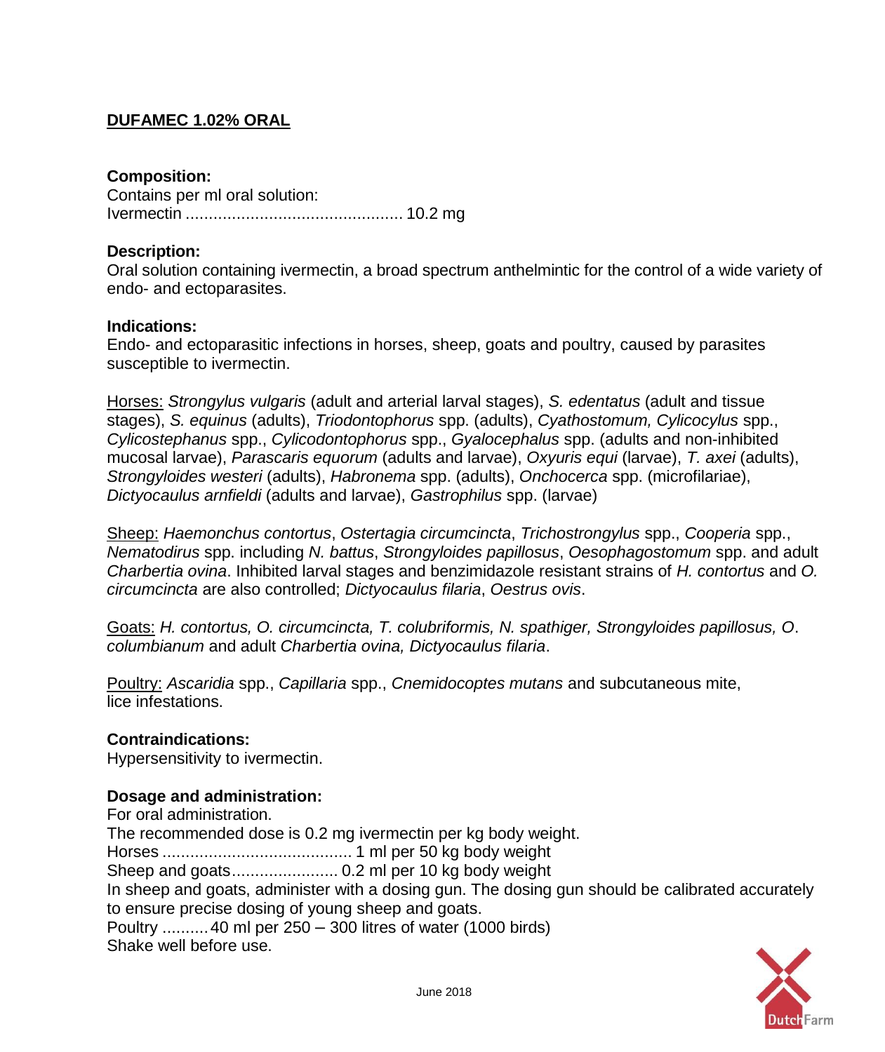# DUFAMEC 1.02% ORAL

**Composition:**

Contains per ml oral solution:

Ivermectin ............................................... 10.2 mg

**Description:**

Oral solution containing ivermectin, a broad spectrum anthelmintic for the control of a wide variety of endo- and ectoparasites.

**Indications:**

Endo- and ectoparasitic infections in horses, sheep, goats and poultry, caused by parasites susceptible to ivermectin.

Horses: *Strongylus vulgaris* (adult and arterial larval stages), *S. edentatus* (adult and tissue stages), *S. equinus* (adults), *Triodontophorus* spp. (adults), *Cyathostomum, Cylicocylus* spp., *Cylicostephanus* spp., *Cylicodontophorus* spp., *Gyalocephalus* spp. (adults and non-inhibited mucosal larvae), *Parascaris equorum* (adults and larvae), *Oxyuris equi* (larvae), *T. axei* (adults), *Strongyloides westeri* (adults), *Habronema* spp. (adults), *Onchocerca* spp. (microfilariae), *Dictyocaulus arnfieldi* (adults and larvae), *Gastrophilus* spp. (larvae)

Sheep: *Haemonchus contortus*, *Ostertagia circumcincta*, *Trichostrongylus* spp., *Cooperia* spp., *Nematodirus* spp. including *N. battus*, *Strongyloides papillosus*, *Oesophagostomum* spp. and adult *Charbertia ovina*. Inhibited larval stages and benzimidazole resistant strains of *H. contortus* and *O. circumcincta* are also controlled; *Dictyocaulus filaria*, *Oestrus ovis*.

Goats: *H. contortus, O. circumcincta, T. colubriformis, N. spathiger, Strongyloides papillosus, O. columbianum* and adult *Charbertia ovina, Dictyocaulus filaria*.

Poultry: *Ascaridia* spp., *Capillaria* spp., *Cnemidocoptes mutans* and subcutaneous mite, lice infestations.

**Contraindications:**

Hypersensitivity to ivermectin.

**Dosage and administration:**

For oral administration.

The recommended dose is 0.2 mg ivermectin per kg body weight.

Horses ......................................... 1 ml per 50 kg body weight

Sheep and goats....................... 0.2 ml per 10 kg body weight

In sheep and goats, administer with a dosing gun. The dosing gun should be calibrated accurately to ensure precise dosing of young sheep and goats.

Poultry .......... 40 ml per 250 – 300 litres of water (1000 birds)

Shake well before use.

June 2018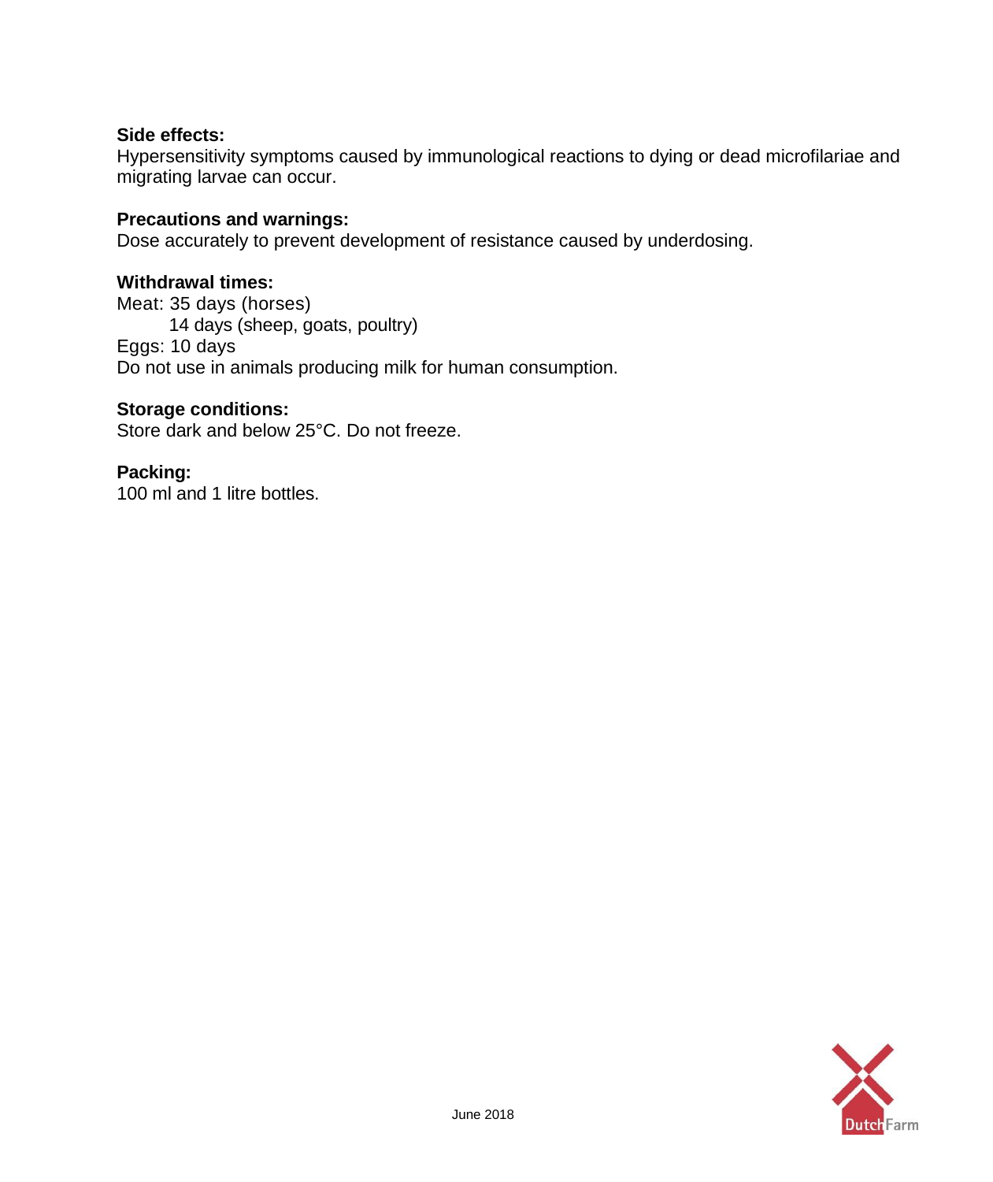**Side effects:**
Hypersensitivity symptoms caused by immunological reactions to dying or dead microfilariae and migrating larvae can occur.

**Precautions and warnings:**
Dose accurately to prevent development of resistance caused by underdosing.

**Withdrawal times:**
Meat: 35 days (horses)
14 days (sheep, goats, poultry)
Eggs: 10 days
Do not use in animals producing milk for human consumption.

**Storage conditions:**
Store dark and below 25°C. Do not freeze.

**Packing:**
100 ml and 1 litre bottles.

June 2018